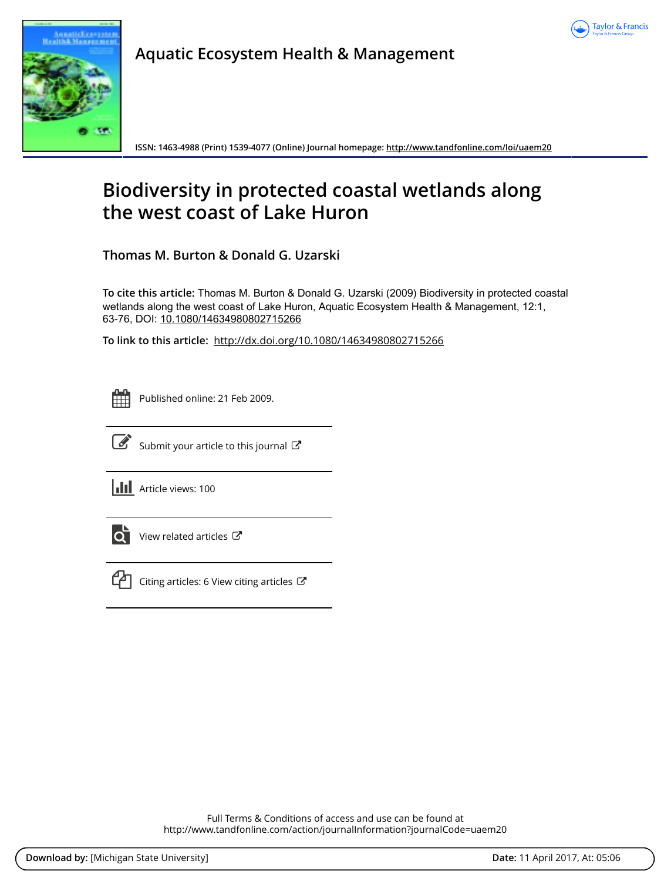# Aquatic Ecosystem Health & Management

**ISSN: 1463-4988 (Print) 1539-4077 (Online) Journal homepage: http://www.tandfonline.com/loi/uaem20**

# Biodiversity in protected coastal wetlands along the west coast of Lake Huron

**Thomas M. Burton & Donald G. Uzarski**

**To cite this article:** Thomas M. Burton & Donald G. Uzarski (2009) Biodiversity in protected coastal wetlands along the west coast of Lake Huron, Aquatic Ecosystem Health & Management, 12:1, 63-76, DOI: 10.1080/14634980802715266

**To link to this article:** http://dx.doi.org/10.1080/14634980802715266

Published online: 21 Feb 2009.

Submit your article to this journal

Article views: 100

View related articles

Citing articles: 6 View citing articles

Full Terms & Conditions of access and use can be found at
http://www.tandfonline.com/action/journalInformation?journalCode=uaem20

**Download by:** [Michigan State University] **Date:** 11 April 2017, At: 05:06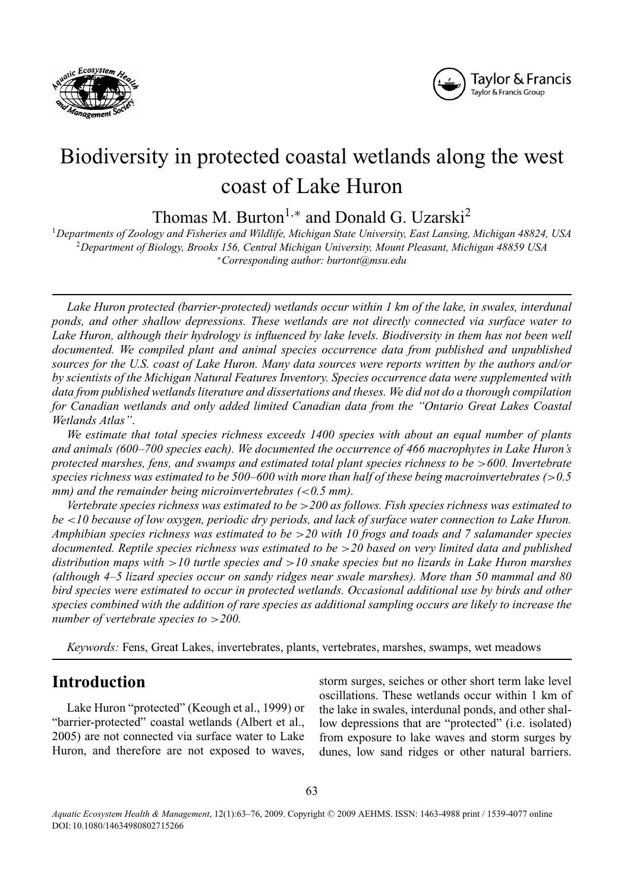# Biodiversity in protected coastal wetlands along the west coast of Lake Huron

Thomas M. Burton[1,*] and Donald G. Uzarski[2]

[1]*Departments of Zoology and Fisheries and Wildlife, Michigan State University, East Lansing, Michigan 48824, USA*
[2]*Department of Biology, Brooks 156, Central Michigan University, Mount Pleasant, Michigan 48859 USA*
[*]*Corresponding author: burtont@msu.edu*

*Lake Huron protected (barrier-protected) wetlands occur within 1 km of the lake, in swales, interdunal ponds, and other shallow depressions. These wetlands are not directly connected via surface water to Lake Huron, although their hydrology is influenced by lake levels. Biodiversity in them has not been well documented. We compiled plant and animal species occurrence data from published and unpublished sources for the U.S. coast of Lake Huron. Many data sources were reports written by the authors and/or by scientists of the Michigan Natural Features Inventory. Species occurrence data were supplemented with data from published wetlands literature and dissertations and theses. We did not do a thorough compilation for Canadian wetlands and only added limited Canadian data from the "Ontario Great Lakes Coastal Wetlands Atlas".*

*We estimate that total species richness exceeds 1400 species with about an equal number of plants and animals (600–700 species each). We documented the occurrence of 466 macrophytes in Lake Huron's protected marshes, fens, and swamps and estimated total plant species richness to be >600. Invertebrate species richness was estimated to be 500–600 with more than half of these being macroinvertebrates (>0.5 mm) and the remainder being microinvertebrates (<0.5 mm).*

*Vertebrate species richness was estimated to be >200 as follows. Fish species richness was estimated to be <10 because of low oxygen, periodic dry periods, and lack of surface water connection to Lake Huron. Amphibian species richness was estimated to be >20 with 10 frogs and toads and 7 salamander species documented. Reptile species richness was estimated to be >20 based on very limited data and published distribution maps with >10 turtle species and >10 snake species but no lizards in Lake Huron marshes (although 4–5 lizard species occur on sandy ridges near swale marshes). More than 50 mammal and 80 bird species were estimated to occur in protected wetlands. Occasional additional use by birds and other species combined with the addition of rare species as additional sampling occurs are likely to increase the number of vertebrate species to >200.*

*Keywords:* Fens, Great Lakes, invertebrates, plants, vertebrates, marshes, swamps, wet meadows

## Introduction

Lake Huron "protected" (Keough et al., 1999) or "barrier-protected" coastal wetlands (Albert et al., 2005) are not connected via surface water to Lake Huron, and therefore are not exposed to waves, storm surges, seiches or other short term lake level oscillations. These wetlands occur within 1 km of the lake in swales, interdunal ponds, and other shallow depressions that are "protected" (i.e. isolated) from exposure to lake waves and storm surges by dunes, low sand ridges or other natural barriers.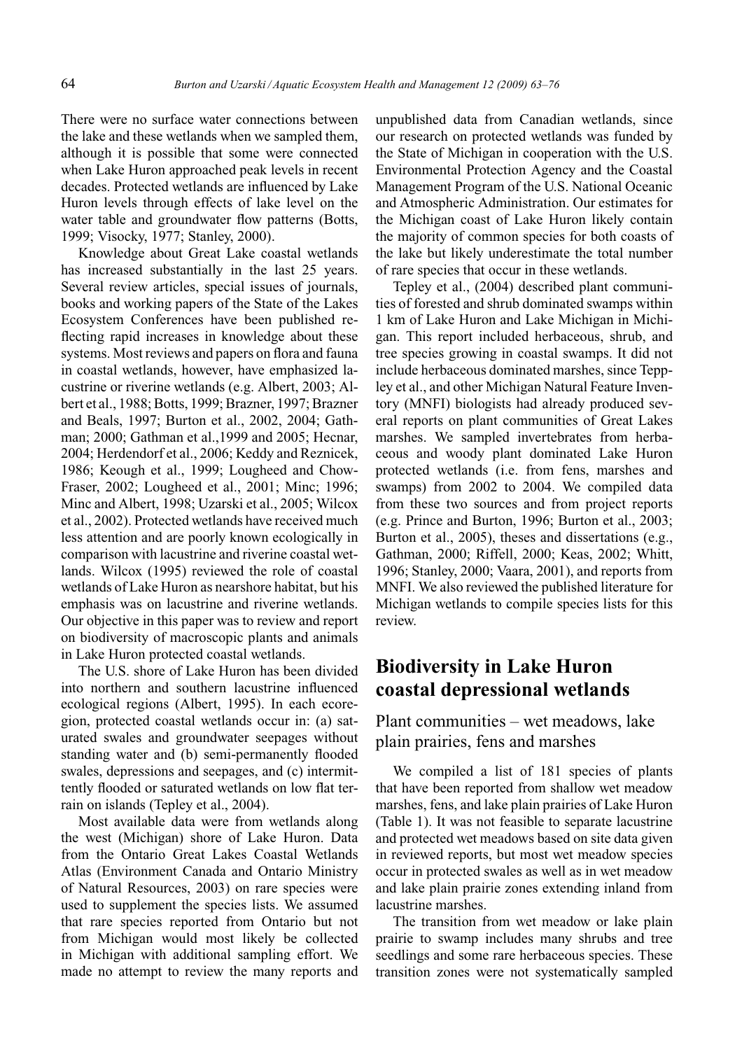There were no surface water connections between the lake and these wetlands when we sampled them, although it is possible that some were connected when Lake Huron approached peak levels in recent decades. Protected wetlands are influenced by Lake Huron levels through effects of lake level on the water table and groundwater flow patterns (Botts, 1999; Visocky, 1977; Stanley, 2000).

Knowledge about Great Lake coastal wetlands has increased substantially in the last 25 years. Several review articles, special issues of journals, books and working papers of the State of the Lakes Ecosystem Conferences have been published reflecting rapid increases in knowledge about these systems. Most reviews and papers on flora and fauna in coastal wetlands, however, have emphasized lacustrine or riverine wetlands (e.g. Albert, 2003; Albert et al., 1988; Botts, 1999; Brazner, 1997; Brazner and Beals, 1997; Burton et al., 2002, 2004; Gathman; 2000; Gathman et al.,1999 and 2005; Hecnar, 2004; Herdendorf et al., 2006; Keddy and Reznicek, 1986; Keough et al., 1999; Lougheed and Chow-Fraser, 2002; Lougheed et al., 2001; Minc; 1996; Minc and Albert, 1998; Uzarski et al., 2005; Wilcox et al., 2002). Protected wetlands have received much less attention and are poorly known ecologically in comparison with lacustrine and riverine coastal wetlands. Wilcox (1995) reviewed the role of coastal wetlands of Lake Huron as nearshore habitat, but his emphasis was on lacustrine and riverine wetlands. Our objective in this paper was to review and report on biodiversity of macroscopic plants and animals in Lake Huron protected coastal wetlands.

The U.S. shore of Lake Huron has been divided into northern and southern lacustrine influenced ecological regions (Albert, 1995). In each ecoregion, protected coastal wetlands occur in: (a) saturated swales and groundwater seepages without standing water and (b) semi-permanently flooded swales, depressions and seepages, and (c) intermittently flooded or saturated wetlands on low flat terrain on islands (Tepley et al., 2004).

Most available data were from wetlands along the west (Michigan) shore of Lake Huron. Data from the Ontario Great Lakes Coastal Wetlands Atlas (Environment Canada and Ontario Ministry of Natural Resources, 2003) on rare species were used to supplement the species lists. We assumed that rare species reported from Ontario but not from Michigan would most likely be collected in Michigan with additional sampling effort. We made no attempt to review the many reports and unpublished data from Canadian wetlands, since our research on protected wetlands was funded by the State of Michigan in cooperation with the U.S. Environmental Protection Agency and the Coastal Management Program of the U.S. National Oceanic and Atmospheric Administration. Our estimates for the Michigan coast of Lake Huron likely contain the majority of common species for both coasts of the lake but likely underestimate the total number of rare species that occur in these wetlands.

Tepley et al., (2004) described plant communities of forested and shrub dominated swamps within 1 km of Lake Huron and Lake Michigan in Michigan. This report included herbaceous, shrub, and tree species growing in coastal swamps. It did not include herbaceous dominated marshes, since Teppley et al., and other Michigan Natural Feature Inventory (MNFI) biologists had already produced several reports on plant communities of Great Lakes marshes. We sampled invertebrates from herbaceous and woody plant dominated Lake Huron protected wetlands (i.e. from fens, marshes and swamps) from 2002 to 2004. We compiled data from these two sources and from project reports (e.g. Prince and Burton, 1996; Burton et al., 2003; Burton et al., 2005), theses and dissertations (e.g., Gathman, 2000; Riffell, 2000; Keas, 2002; Whitt, 1996; Stanley, 2000; Vaara, 2001), and reports from MNFI. We also reviewed the published literature for Michigan wetlands to compile species lists for this review.

## Biodiversity in Lake Huron coastal depressional wetlands

### Plant communities – wet meadows, lake plain prairies, fens and marshes

We compiled a list of 181 species of plants that have been reported from shallow wet meadow marshes, fens, and lake plain prairies of Lake Huron (Table 1). It was not feasible to separate lacustrine and protected wet meadows based on site data given in reviewed reports, but most wet meadow species occur in protected swales as well as in wet meadow and lake plain prairie zones extending inland from lacustrine marshes.

The transition from wet meadow or lake plain prairie to swamp includes many shrubs and tree seedlings and some rare herbaceous species. These transition zones were not systematically sampled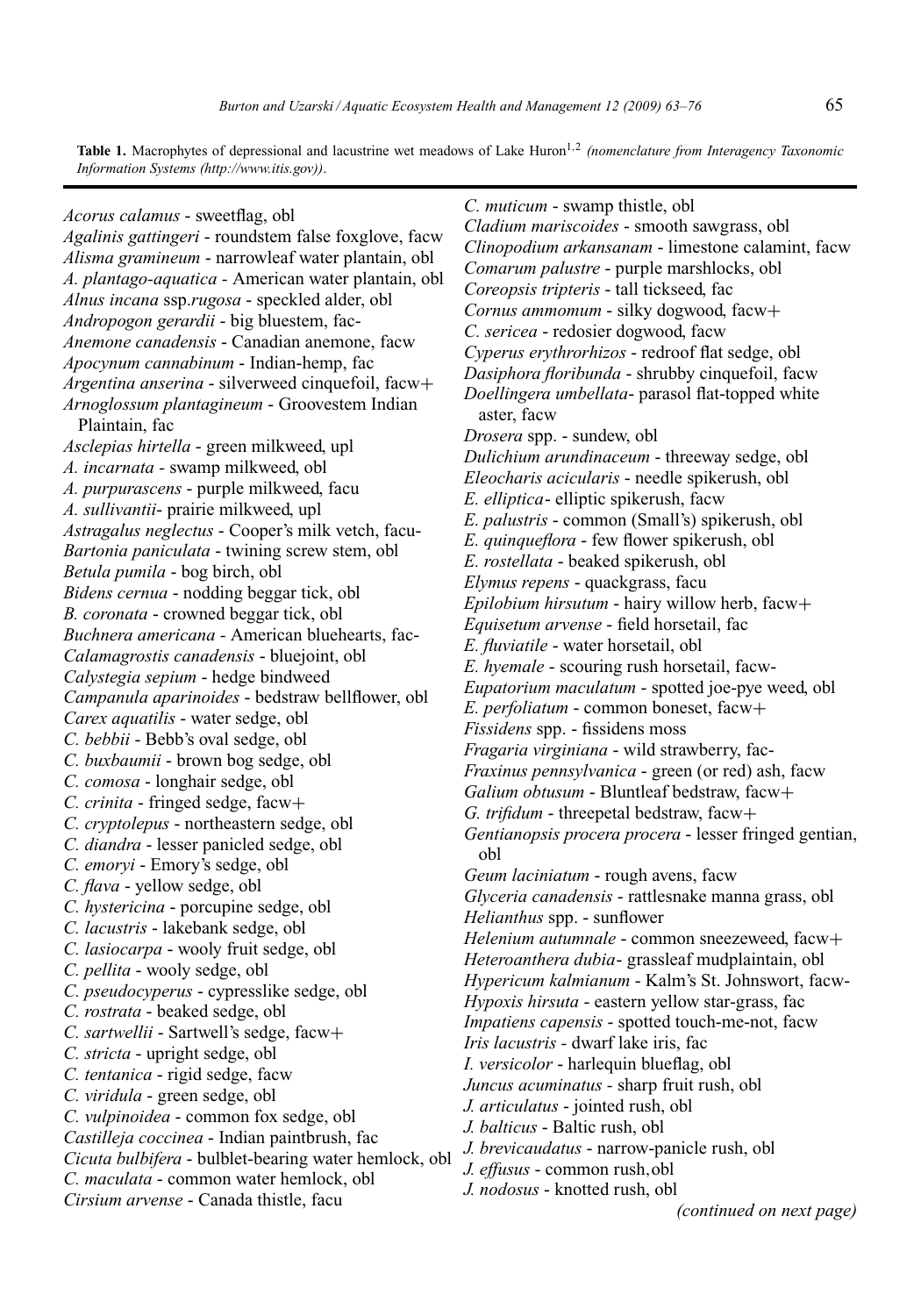**Table 1.** Macrophytes of depressional and lacustrine wet meadows of Lake Huron[1,2] *(nomenclature from Interagency Taxonomic Information Systems (http://www.itis.gov)).*

*Acorus calamus* - sweetflag, obl
*Agalinis gattingeri* - roundstem false foxglove, facw
*Alisma gramineum* - narrowleaf water plantain, obl
*A. plantago-aquatica* - American water plantain, obl
*Alnus incana* ssp.*rugosa* - speckled alder, obl
*Andropogon gerardii* - big bluestem, fac-
*Anemone canadensis* - Canadian anemone, facw
*Apocynum cannabinum* - Indian-hemp, fac
*Argentina anserina* - silverweed cinquefoil, facw+
*Arnoglossum plantagineum* - Groovestem Indian Plaintain, fac
*Asclepias hirtella* - green milkweed, upl
*A. incarnata* - swamp milkweed, obl
*A. purpurascens* - purple milkweed, facu
*A. sullivantii*- prairie milkweed, upl
*Astragalus neglectus* - Cooper's milk vetch, facu-
*Bartonia paniculata* - twining screw stem, obl
*Betula pumila* - bog birch, obl
*Bidens cernua* - nodding beggar tick, obl
*B. coronata* - crowned beggar tick, obl
*Buchnera americana* - American bluehearts, fac-
*Calamagrostis canadensis* - bluejoint, obl
*Calystegia sepium* - hedge bindweed
*Campanula aparinoides* - bedstraw bellflower, obl
*Carex aquatilis* - water sedge, obl
*C. bebbii* - Bebb's oval sedge, obl
*C. buxbaumii* - brown bog sedge, obl
*C. comosa* - longhair sedge, obl
*C. crinita* - fringed sedge, facw+
*C. cryptolepus* - northeastern sedge, obl
*C. diandra* - lesser panicled sedge, obl
*C. emoryi* - Emory's sedge, obl
*C. flava* - yellow sedge, obl
*C. hystericina* - porcupine sedge, obl
*C. lacustris* - lakebank sedge, obl
*C. lasiocarpa* - wooly fruit sedge, obl
*C. pellita* - wooly sedge, obl
*C. pseudocyperus* - cypresslike sedge, obl
*C. rostrata* - beaked sedge, obl
*C. sartwellii* - Sartwell's sedge, facw+
*C. stricta* - upright sedge, obl
*C. tentanica* - rigid sedge, facw
*C. viridula* - green sedge, obl
*C. vulpinoidea* - common fox sedge, obl
*Castilleja coccinea* - Indian paintbrush, fac
*Cicuta bulbifera* - bulblet-bearing water hemlock, obl
*C. maculata* - common water hemlock, obl
*Cirsium arvense* - Canada thistle, facu
*C. muticum* - swamp thistle, obl
*Cladium mariscoides* - smooth sawgrass, obl
*Clinopodium arkansanam* - limestone calamint, facw
*Comarum palustre* - purple marshlocks, obl
*Coreopsis tripteris* - tall tickseed, fac
*Cornus ammomum* - silky dogwood, facw+
*C. sericea* - redosier dogwood, facw
*Cyperus erythrorhizos* - redroof flat sedge, obl
*Dasiphora floribunda* - shrubby cinquefoil, facw
*Doellingera umbellata*- parasol flat-topped white aster, facw
*Drosera* spp. - sundew, obl
*Dulichium arundinaceum* - threeway sedge, obl
*Eleocharis acicularis* - needle spikerush, obl
*E. elliptica*- elliptic spikerush, facw
*E. palustris* - common (Small's) spikerush, obl
*E. quinqueflora* - few flower spikerush, obl
*E. rostellata* - beaked spikerush, obl
*Elymus repens* - quackgrass, facu
*Epilobium hirsutum* - hairy willow herb, facw+
*Equisetum arvense* - field horsetail, fac
*E. fluviatile* - water horsetail, obl
*E. hyemale* - scouring rush horsetail, facw-
*Eupatorium maculatum* - spotted joe-pye weed, obl
*E. perfoliatum* - common boneset, facw+
*Fissidens* spp. - fissidens moss
*Fragaria virginiana* - wild strawberry, fac-
*Fraxinus pennsylvanica* - green (or red) ash, facw
*Galium obtusum* - Bluntleaf bedstraw, facw+
*G. trifidum* - threepetal bedstraw, facw+
*Gentianopsis procera procera* - lesser fringed gentian, obl
*Geum laciniatum* - rough avens, facw
*Glyceria canadensis* - rattlesnake manna grass, obl
*Helianthus* spp. - sunflower
*Helenium autumnale* - common sneezeweed, facw+
*Heteroanthera dubia*- grassleaf mudplaintain, obl
*Hypericum kalmianum* - Kalm's St. Johnswort, facw-
*Hypoxis hirsuta* - eastern yellow star-grass, fac
*Impatiens capensis* - spotted touch-me-not, facw
*Iris lacustris* - dwarf lake iris, fac
*I. versicolor* - harlequin blueflag, obl
*Juncus acuminatus* - sharp fruit rush, obl
*J. articulatus* - jointed rush, obl
*J. balticus* - Baltic rush, obl
*J. brevicaudatus* - narrow-panicle rush, obl
*J. effusus* - common rush, obl
*J. nodosus* - knotted rush, obl

*(continued on next page)*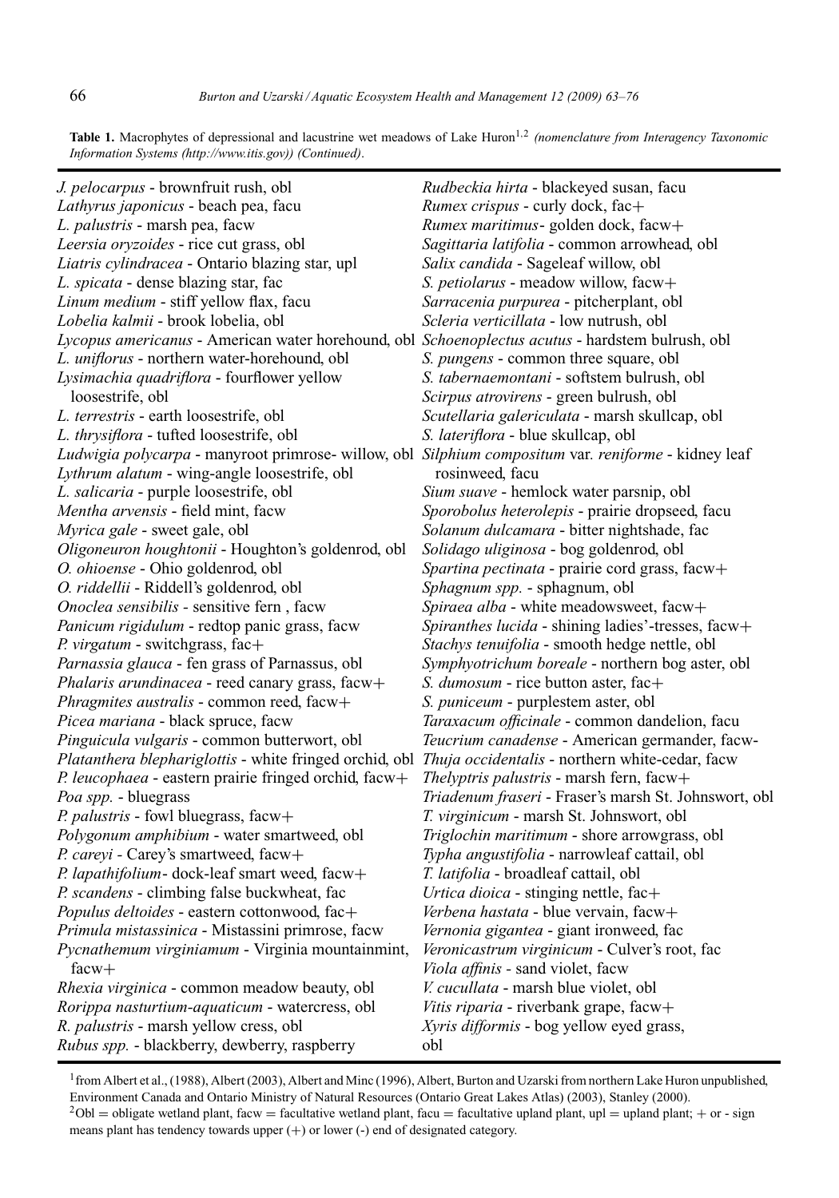**Table 1.** Macrophytes of depressional and lacustrine wet meadows of Lake Huron[1,2] *(nomenclature from Interagency Taxonomic Information Systems (http://www.itis.gov)) (Continued)*.

*J. pelocarpus* - brownfruit rush, obl
*Lathyrus japonicus* - beach pea, facu
*L. palustris* - marsh pea, facw
*Leersia oryzoides* - rice cut grass, obl
*Liatris cylindracea* - Ontario blazing star, upl
*L. spicata* - dense blazing star, fac
*Linum medium* - stiff yellow flax, facu
*Lobelia kalmii* - brook lobelia, obl
*Lycopus americanus* - American water horehound, obl
*L. uniflorus* - northern water-horehound, obl
*Lysimachia quadriflora* - fourflower yellow loosestrife, obl
*L. terrestris* - earth loosestrife, obl
*L. thrysiflora* - tufted loosestrife, obl
*Ludwigia polycarpa* - manyroot primrose- willow, obl
*Lythrum alatum* - wing-angle loosestrife, obl
*L. salicaria* - purple loosestrife, obl
*Mentha arvensis* - field mint, facw
*Myrica gale* - sweet gale, obl
*Oligoneuron houghtonii* - Houghton's goldenrod, obl
*O. ohioense* - Ohio goldenrod, obl
*O. riddellii* - Riddell's goldenrod, obl
*Onoclea sensibilis* - sensitive fern , facw
*Panicum rigidulum* - redtop panic grass, facw
*P. virgatum* - switchgrass, fac+
*Parnassia glauca* - fen grass of Parnassus, obl
*Phalaris arundinacea* - reed canary grass, facw+
*Phragmites australis* - common reed, facw+
*Picea mariana* - black spruce, facw
*Pinguicula vulgaris* - common butterwort, obl
*Platanthera blephariglottis* - white fringed orchid, obl
*P. leucophaea* - eastern prairie fringed orchid, facw+
*Poa spp.* - bluegrass
*P. palustris* - fowl bluegrass, facw+
*Polygonum amphibium* - water smartweed, obl
*P. careyi* - Carey's smartweed, facw+
*P. lapathifolium*- dock-leaf smart weed, facw+
*P. scandens* - climbing false buckwheat, fac
*Populus deltoides* - eastern cottonwood, fac+
*Primula mistassinica* - Mistassini primrose, facw
*Pycnathemum virginiamum* - Virginia mountainmint, facw+
*Rhexia virginica* - common meadow beauty, obl
*Rorippa nasturtium-aquaticum* - watercress, obl
*R. palustris* - marsh yellow cress, obl
*Rubus spp.* - blackberry, dewberry, raspberry
*Rudbeckia hirta* - blackeyed susan, facu
*Rumex crispus* - curly dock, fac+
*Rumex maritimus*- golden dock, facw+
*Sagittaria latifolia* - common arrowhead, obl
*Salix candida* - Sageleaf willow, obl
*S. petiolarus* - meadow willow, facw+
*Sarracenia purpurea* - pitcherplant, obl
*Scleria verticillata* - low nutrush, obl
*Schoenoplectus acutus* - hardstem bulrush, obl
*S. pungens* - common three square, obl
*S. tabernaemontani* - softstem bulrush, obl
*Scirpus atrovirens* - green bulrush, obl
*Scutellaria galericulata* - marsh skullcap, obl
*S. lateriflora* - blue skullcap, obl
*Silphium compositum* var. *reniforme* - kidney leaf rosinweed, facu
*Sium suave* - hemlock water parsnip, obl
*Sporobolus heterolepis* - prairie dropseed, facu
*Solanum dulcamara* - bitter nightshade, fac
*Solidago uliginosa* - bog goldenrod, obl
*Spartina pectinata* - prairie cord grass, facw+
*Sphagnum spp.* - sphagnum, obl
*Spiraea alba* - white meadowsweet, facw+
*Spiranthes lucida* - shining ladies'-tresses, facw+
*Stachys tenuifolia* - smooth hedge nettle, obl
*Symphyotrichum boreale* - northern bog aster, obl
*S. dumosum* - rice button aster, fac+
*S. puniceum* - purplestem aster, obl
*Taraxacum officinale* - common dandelion, facu
*Teucrium canadense* - American germander, facw-
*Thuja occidentalis* - northern white-cedar, facw
*Thelyptris palustris* - marsh fern, facw+
*Triadenum fraseri* - Fraser's marsh St. Johnswort, obl
*T. virginicum* - marsh St. Johnswort, obl
*Triglochin maritimum* - shore arrowgrass, obl
*Typha angustifolia* - narrowleaf cattail, obl
*T. latifolia* - broadleaf cattail, obl
*Urtica dioica* - stinging nettle, fac+
*Verbena hastata* - blue vervain, facw+
*Vernonia gigantea* - giant ironweed, fac
*Veronicastrum virginicum* - Culver's root, fac
*Viola affinis* - sand violet, facw
*V. cucullata* - marsh blue violet, obl
*Vitis riparia* - riverbank grape, facw+
*Xyris difformis* - bog yellow eyed grass, obl

[1] from Albert et al., (1988), Albert (2003), Albert and Minc (1996), Albert, Burton and Uzarski from northern Lake Huron unpublished, Environment Canada and Ontario Ministry of Natural Resources (Ontario Great Lakes Atlas) (2003), Stanley (2000).
[2] Obl = obligate wetland plant, facw = facultative wetland plant, facu = facultative upland plant, upl = upland plant; + or - sign means plant has tendency towards upper (+) or lower (-) end of designated category.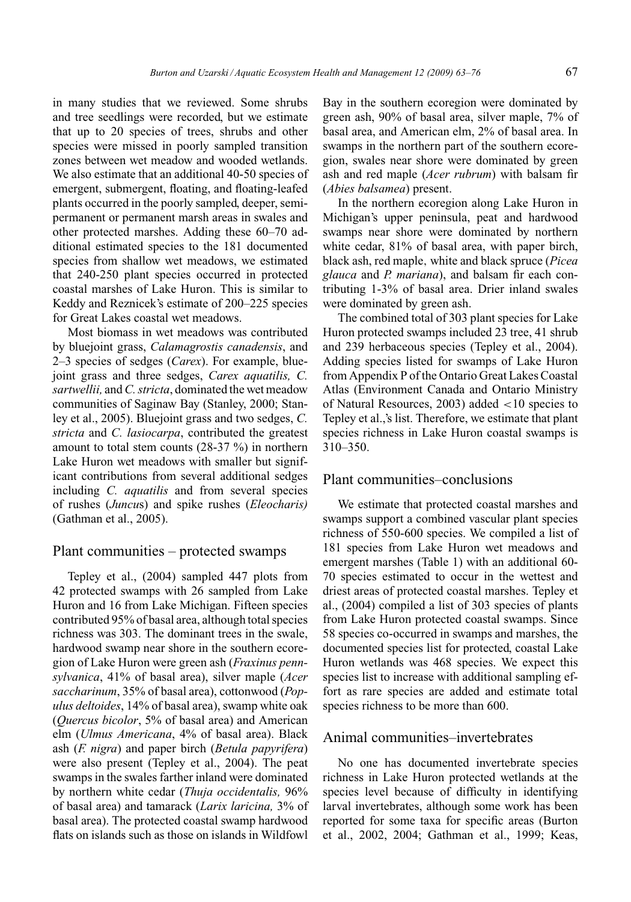in many studies that we reviewed. Some shrubs and tree seedlings were recorded, but we estimate that up to 20 species of trees, shrubs and other species were missed in poorly sampled transition zones between wet meadow and wooded wetlands. We also estimate that an additional 40-50 species of emergent, submergent, floating, and floating-leafed plants occurred in the poorly sampled, deeper, semi-permanent or permanent marsh areas in swales and other protected marshes. Adding these 60–70 additional estimated species to the 181 documented species from shallow wet meadows, we estimated that 240-250 plant species occurred in protected coastal marshes of Lake Huron. This is similar to Keddy and Reznicek's estimate of 200–225 species for Great Lakes coastal wet meadows.

Most biomass in wet meadows was contributed by bluejoint grass, *Calamagrostis canadensis*, and 2–3 species of sedges (*Carex*). For example, bluejoint grass and three sedges, *Carex aquatilis, C. sartwellii,* and *C. stricta*, dominated the wet meadow communities of Saginaw Bay (Stanley, 2000; Stanley et al., 2005). Bluejoint grass and two sedges, *C. stricta* and *C. lasiocarpa*, contributed the greatest amount to total stem counts (28-37 %) in northern Lake Huron wet meadows with smaller but significant contributions from several additional sedges including *C. aquatilis* and from several species of rushes (*Juncu*s) and spike rushes (*Eleocharis)* (Gathman et al., 2005).

## Plant communities – protected swamps

Tepley et al., (2004) sampled 447 plots from 42 protected swamps with 26 sampled from Lake Huron and 16 from Lake Michigan. Fifteen species contributed 95% of basal area, although total species richness was 303. The dominant trees in the swale, hardwood swamp near shore in the southern ecoregion of Lake Huron were green ash (*Fraxinus pennsylvanica*, 41% of basal area), silver maple (*Acer saccharinum*, 35% of basal area), cottonwood (*Populus deltoides*, 14% of basal area), swamp white oak (*Quercus bicolor*, 5% of basal area) and American elm (*Ulmus Americana*, 4% of basal area). Black ash (*F. nigra*) and paper birch (*Betula papyrifera*) were also present (Tepley et al., 2004). The peat swamps in the swales farther inland were dominated by northern white cedar (*Thuja occidentalis,* 96% of basal area) and tamarack (*Larix laricina,* 3% of basal area). The protected coastal swamp hardwood flats on islands such as those on islands in Wildfowl Bay in the southern ecoregion were dominated by green ash, 90% of basal area, silver maple, 7% of basal area, and American elm, 2% of basal area. In swamps in the northern part of the southern ecoregion, swales near shore were dominated by green ash and red maple (*Acer rubrum*) with balsam fir (*Abies balsamea*) present.

In the northern ecoregion along Lake Huron in Michigan's upper peninsula, peat and hardwood swamps near shore were dominated by northern white cedar, 81% of basal area, with paper birch, black ash, red maple, white and black spruce (*Picea glauca* and *P. mariana*), and balsam fir each contributing 1-3% of basal area. Drier inland swales were dominated by green ash.

The combined total of 303 plant species for Lake Huron protected swamps included 23 tree, 41 shrub and 239 herbaceous species (Tepley et al., 2004). Adding species listed for swamps of Lake Huron from Appendix P of the Ontario Great Lakes Coastal Atlas (Environment Canada and Ontario Ministry of Natural Resources, 2003) added <10 species to Tepley et al.,'s list. Therefore, we estimate that plant species richness in Lake Huron coastal swamps is 310–350.

## Plant communities–conclusions

We estimate that protected coastal marshes and swamps support a combined vascular plant species richness of 550-600 species. We compiled a list of 181 species from Lake Huron wet meadows and emergent marshes (Table 1) with an additional 60-70 species estimated to occur in the wettest and driest areas of protected coastal marshes. Tepley et al., (2004) compiled a list of 303 species of plants from Lake Huron protected coastal swamps. Since 58 species co-occurred in swamps and marshes, the documented species list for protected, coastal Lake Huron wetlands was 468 species. We expect this species list to increase with additional sampling effort as rare species are added and estimate total species richness to be more than 600.

## Animal communities–invertebrates

No one has documented invertebrate species richness in Lake Huron protected wetlands at the species level because of difficulty in identifying larval invertebrates, although some work has been reported for some taxa for specific areas (Burton et al., 2002, 2004; Gathman et al., 1999; Keas,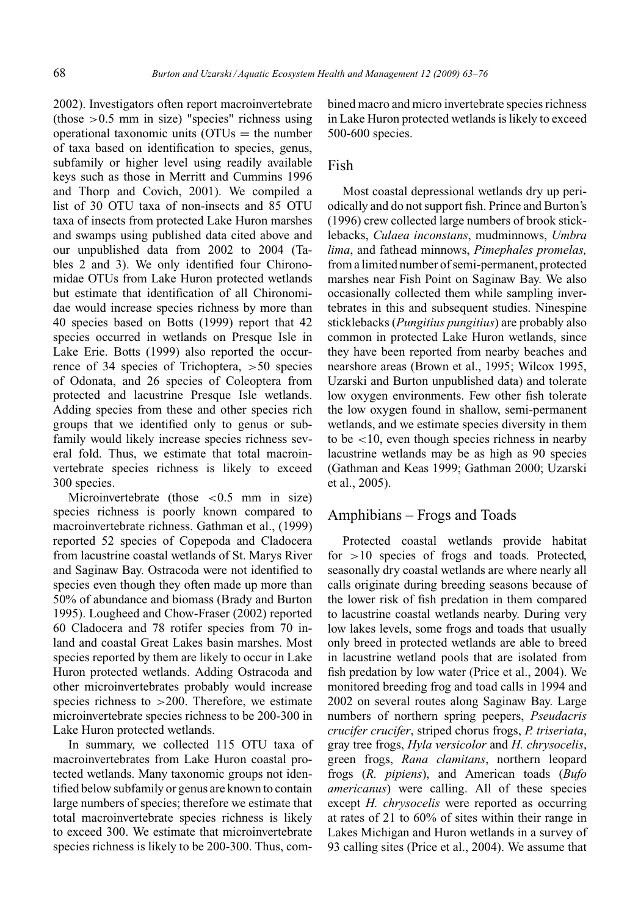2002). Investigators often report macroinvertebrate (those >0.5 mm in size) "species" richness using operational taxonomic units (OTUs = the number of taxa based on identification to species, genus, subfamily or higher level using readily available keys such as those in Merritt and Cummins 1996 and Thorp and Covich, 2001). We compiled a list of 30 OTU taxa of non-insects and 85 OTU taxa of insects from protected Lake Huron marshes and swamps using published data cited above and our unpublished data from 2002 to 2004 (Tables 2 and 3). We only identified four Chironomidae OTUs from Lake Huron protected wetlands but estimate that identification of all Chironomidae would increase species richness by more than 40 species based on Botts (1999) report that 42 species occurred in wetlands on Presque Isle in Lake Erie. Botts (1999) also reported the occurrence of 34 species of Trichoptera, >50 species of Odonata, and 26 species of Coleoptera from protected and lacustrine Presque Isle wetlands. Adding species from these and other species rich groups that we identified only to genus or subfamily would likely increase species richness several fold. Thus, we estimate that total macroinvertebrate species richness is likely to exceed 300 species.

Microinvertebrate (those <0.5 mm in size) species richness is poorly known compared to macroinvertebrate richness. Gathman et al., (1999) reported 52 species of Copepoda and Cladocera from lacustrine coastal wetlands of St. Marys River and Saginaw Bay. Ostracoda were not identified to species even though they often made up more than 50% of abundance and biomass (Brady and Burton 1995). Lougheed and Chow-Fraser (2002) reported 60 Cladocera and 78 rotifer species from 70 inland and coastal Great Lakes basin marshes. Most species reported by them are likely to occur in Lake Huron protected wetlands. Adding Ostracoda and other microinvertebrates probably would increase species richness to >200. Therefore, we estimate microinvertebrate species richness to be 200-300 in Lake Huron protected wetlands.

In summary, we collected 115 OTU taxa of macroinvertebrates from Lake Huron coastal protected wetlands. Many taxonomic groups not identified below subfamily or genus are known to contain large numbers of species; therefore we estimate that total macroinvertebrate species richness is likely to exceed 300. We estimate that microinvertebrate species richness is likely to be 200-300. Thus, combined macro and micro invertebrate species richness in Lake Huron protected wetlands is likely to exceed 500-600 species.

## Fish

Most coastal depressional wetlands dry up periodically and do not support fish. Prince and Burton's (1996) crew collected large numbers of brook sticklebacks, *Culaea inconstans*, mudminnows, *Umbra lima*, and fathead minnows, *Pimephales promelas,* from a limited number of semi-permanent, protected marshes near Fish Point on Saginaw Bay. We also occasionally collected them while sampling invertebrates in this and subsequent studies. Ninespine sticklebacks (*Pungitius pungitius*) are probably also common in protected Lake Huron wetlands, since they have been reported from nearby beaches and nearshore areas (Brown et al., 1995; Wilcox 1995, Uzarski and Burton unpublished data) and tolerate low oxygen environments. Few other fish tolerate the low oxygen found in shallow, semi-permanent wetlands, and we estimate species diversity in them to be <10, even though species richness in nearby lacustrine wetlands may be as high as 90 species (Gathman and Keas 1999; Gathman 2000; Uzarski et al., 2005).

## Amphibians – Frogs and Toads

Protected coastal wetlands provide habitat for >10 species of frogs and toads. Protected, seasonally dry coastal wetlands are where nearly all calls originate during breeding seasons because of the lower risk of fish predation in them compared to lacustrine coastal wetlands nearby. During very low lakes levels, some frogs and toads that usually only breed in protected wetlands are able to breed in lacustrine wetland pools that are isolated from fish predation by low water (Price et al., 2004). We monitored breeding frog and toad calls in 1994 and 2002 on several routes along Saginaw Bay. Large numbers of northern spring peepers, *Pseudacris crucifer crucifer*, striped chorus frogs, *P. triseriata*, gray tree frogs, *Hyla versicolor* and *H. chrysocelis*, green frogs, *Rana clamitans*, northern leopard frogs (*R. pipiens*), and American toads (*Bufo americanus*) were calling. All of these species except *H. chrysocelis* were reported as occurring at rates of 21 to 60% of sites within their range in Lakes Michigan and Huron wetlands in a survey of 93 calling sites (Price et al., 2004). We assume that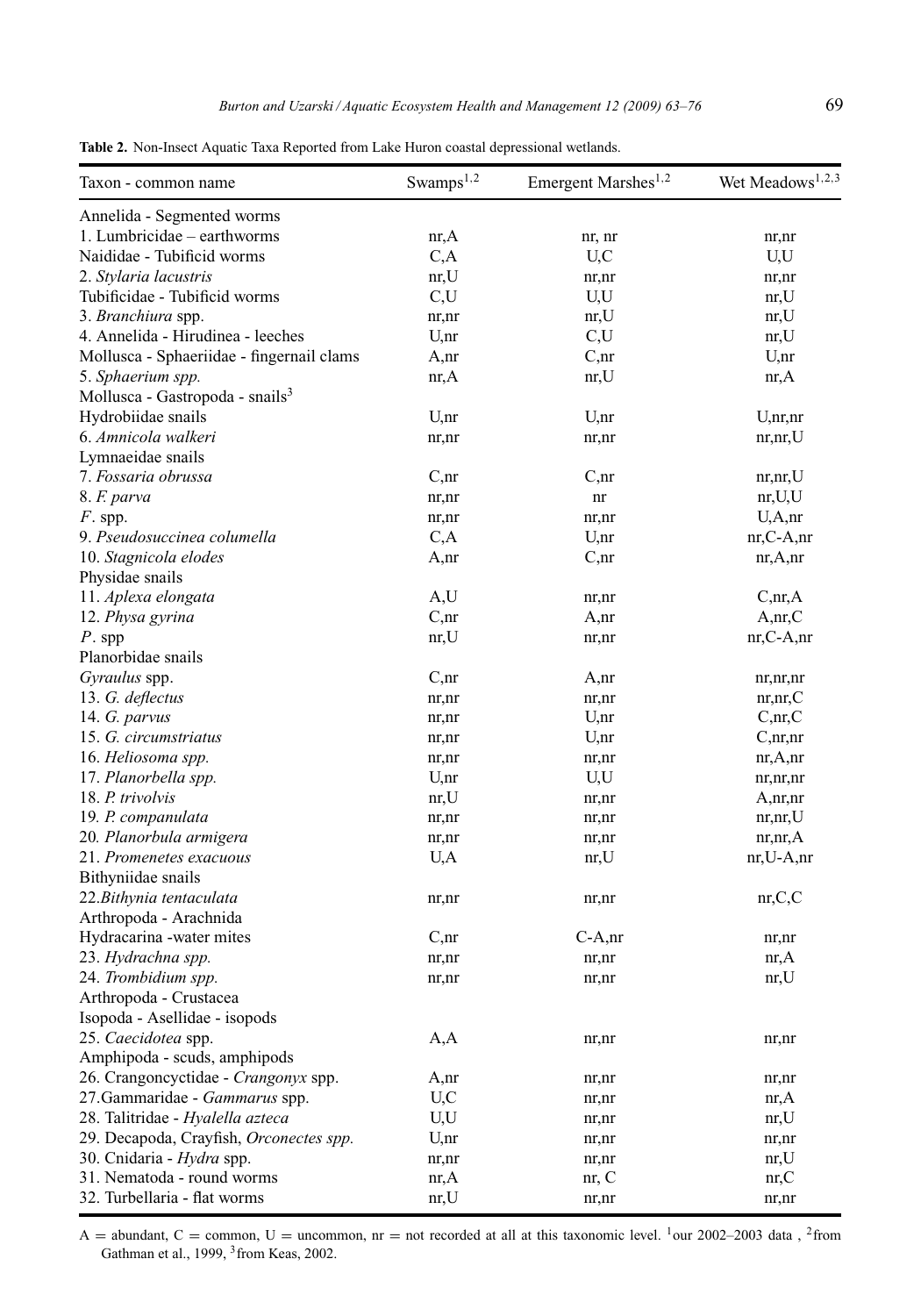**Table 2.** Non-Insect Aquatic Taxa Reported from Lake Huron coastal depressional wetlands.

| Taxon - common name | Swamps[1,2] | Emergent Marshes[1,2] | Wet Meadows[1,2,3] |
|---|---|---|---|
| Annelida - Segmented worms | | | |
| 1. Lumbricidae – earthworms | nr,A | nr, nr | nr,nr |
| Naididae - Tubificid worms | C,A | U,C | U,U |
| 2. *Stylaria lacustris* | nr,U | nr,nr | nr,nr |
| Tubificidae - Tubificid worms | C,U | U,U | nr,U |
| 3. *Branchiura* spp. | nr,nr | nr,U | nr,U |
| 4. Annelida - Hirudinea - leeches | U,nr | C,U | nr,U |
| Mollusca - Sphaeriidae - fingernail clams | A,nr | C,nr | U,nr |
| 5. *Sphaerium spp.* | nr,A | nr,U | nr,A |
| Mollusca - Gastropoda - snails[3] | | | |
| Hydrobiidae snails | U,nr | U,nr | U,nr,nr |
| 6. *Amnicola walkeri* | nr,nr | nr,nr | nr,nr,U |
| Lymnaeidae snails | | | |
| 7. *Fossaria obrussa* | C,nr | C,nr | nr,nr,U |
| 8. *F. parva* | nr,nr | nr | nr,U,U |
| *F*. spp. | nr,nr | nr,nr | U,A,nr |
| 9. *Pseudosuccinea columella* | C,A | U,nr | nr,C-A,nr |
| 10. *Stagnicola elodes* | A,nr | C,nr | nr,A,nr |
| Physidae snails | | | |
| 11. *Aplexa elongata* | A,U | nr,nr | C,nr,A |
| 12. *Physa gyrina* | C,nr | A,nr | A,nr,C |
| *P*. spp | nr,U | nr,nr | nr,C-A,nr |
| Planorbidae snails | | | |
| *Gyraulus* spp. | C,nr | A,nr | nr,nr,nr |
| 13. *G. deflectus* | nr,nr | nr,nr | nr,nr,C |
| 14. *G. parvus* | nr,nr | U,nr | C,nr,C |
| 15. *G. circumstriatus* | nr,nr | U,nr | C,nr,nr |
| 16. *Heliosoma spp.* | nr,nr | nr,nr | nr,A,nr |
| 17. *Planorbella spp.* | U,nr | U,U | nr,nr,nr |
| 18. *P. trivolvis* | nr,U | nr,nr | A,nr,nr |
| 19. *P. companulata* | nr,nr | nr,nr | nr,nr,U |
| 20. *Planorbula armigera* | nr,nr | nr,nr | nr,nr,A |
| 21. *Promenetes exacuous* | U,A | nr,U | nr,U-A,nr |
| Bithyniidae snails | | | |
| 22. *Bithynia tentaculata* | nr,nr | nr,nr | nr,C,C |
| Arthropoda - Arachnida | | | |
| Hydracarina -water mites | C,nr | C-A,nr | nr,nr |
| 23. *Hydrachna spp.* | nr,nr | nr,nr | nr,A |
| 24. *Trombidium spp.* | nr,nr | nr,nr | nr,U |
| Arthropoda - Crustacea | | | |
| Isopoda - Asellidae - isopods | | | |
| 25. *Caecidotea* spp. | A,A | nr,nr | nr,nr |
| Amphipoda - scuds, amphipods | | | |
| 26. Crangoncyctidae - *Crangonyx* spp. | A,nr | nr,nr | nr,nr |
| 27. Gammaridae - *Gammarus* spp. | U,C | nr,nr | nr,A |
| 28. Talitridae - *Hyalella azteca* | U,U | nr,nr | nr,U |
| 29. Decapoda, Crayfish, *Orconectes spp.* | U,nr | nr,nr | nr,nr |
| 30. Cnidaria - *Hydra* spp. | nr,nr | nr,nr | nr,U |
| 31. Nematoda - round worms | nr,A | nr, C | nr,C |
| 32. Turbellaria - flat worms | nr,U | nr,nr | nr,nr |

A = abundant, C = common, U = uncommon, nr = not recorded at all at this taxonomic level. [1]our 2002–2003 data , [2]from Gathman et al., 1999, [3]from Keas, 2002.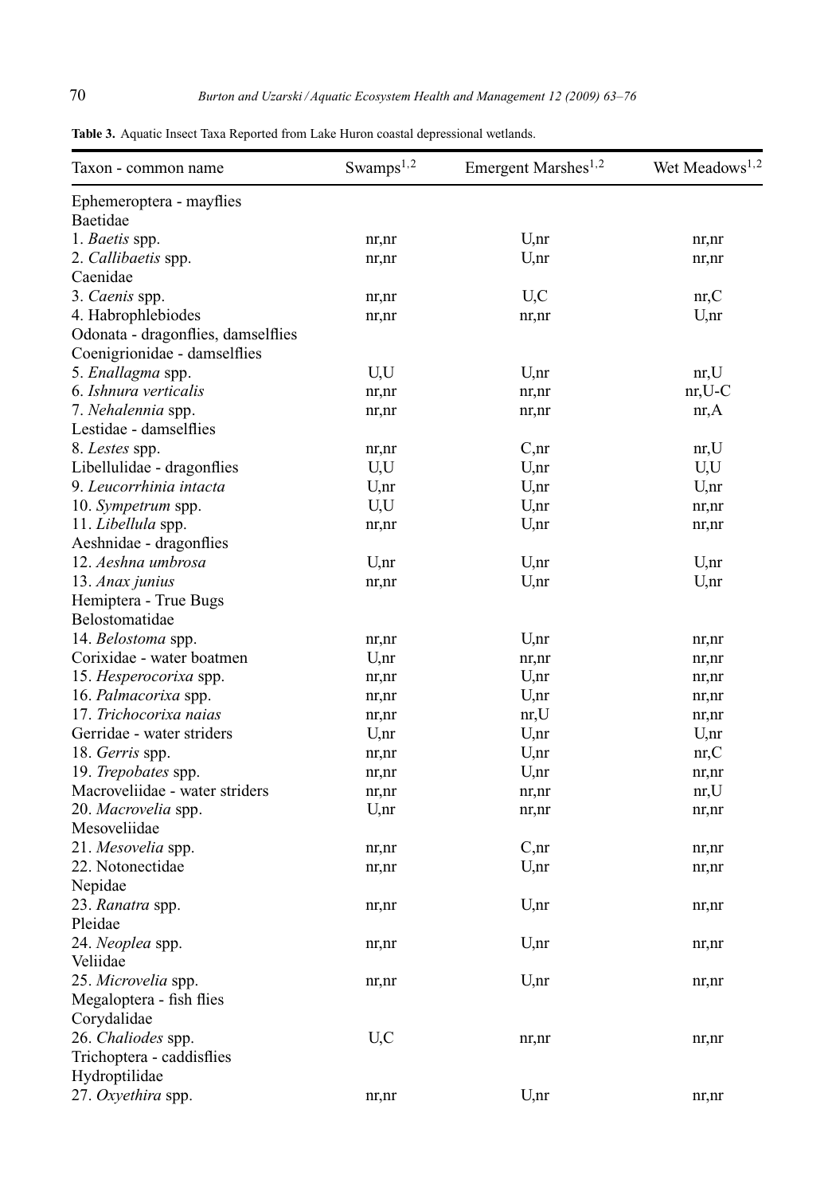**Table 3.** Aquatic Insect Taxa Reported from Lake Huron coastal depressional wetlands.

| Taxon - common name | Swamps[1,2] | Emergent Marshes[1,2] | Wet Meadows[1,2] |
|---|---|---|---|
| Ephemeroptera - mayflies | | | |
| Baetidae | | | |
| 1. *Baetis* spp. | nr,nr | U,nr | nr,nr |
| 2. *Callibaetis* spp. | nr,nr | U,nr | nr,nr |
| Caenidae | | | |
| 3. *Caenis* spp. | nr,nr | U,C | nr,C |
| 4. Habrophlebiodes | nr,nr | nr,nr | U,nr |
| Odonata - dragonflies, damselflies | | | |
| Coenigrionidae - damselflies | | | |
| 5. *Enallagma* spp. | U,U | U,nr | nr,U |
| 6. *Ishnura verticalis* | nr,nr | nr,nr | nr,U-C |
| 7. *Nehalennia* spp. | nr,nr | nr,nr | nr,A |
| Lestidae - damselflies | | | |
| 8. *Lestes* spp. | nr,nr | C,nr | nr,U |
| Libellulidae - dragonflies | U,U | U,nr | U,U |
| 9. *Leucorrhinia intacta* | U,nr | U,nr | U,nr |
| 10. *Sympetrum* spp. | U,U | U,nr | nr,nr |
| 11. *Libellula* spp. | nr,nr | U,nr | nr,nr |
| Aeshnidae - dragonflies | | | |
| 12. *Aeshna umbrosa* | U,nr | U,nr | U,nr |
| 13. *Anax junius* | nr,nr | U,nr | U,nr |
| Hemiptera - True Bugs | | | |
| Belostomatidae | | | |
| 14. *Belostoma* spp. | nr,nr | U,nr | nr,nr |
| Corixidae - water boatmen | U,nr | nr,nr | nr,nr |
| 15. *Hesperocorixa* spp. | nr,nr | U,nr | nr,nr |
| 16. *Palmacorixa* spp. | nr,nr | U,nr | nr,nr |
| 17. *Trichocorixa naias* | nr,nr | nr,U | nr,nr |
| Gerridae - water striders | U,nr | U,nr | U,nr |
| 18. *Gerris* spp. | nr,nr | U,nr | nr,C |
| 19. *Trepobates* spp. | nr,nr | U,nr | nr,nr |
| Macroveliidae - water striders | nr,nr | nr,nr | nr,U |
| 20. *Macrovelia* spp. | U,nr | nr,nr | nr,nr |
| Mesoveliidae | | | |
| 21. *Mesovelia* spp. | nr,nr | C,nr | nr,nr |
| 22. Notonectidae | nr,nr | U,nr | nr,nr |
| Nepidae | | | |
| 23. *Ranatra* spp. | nr,nr | U,nr | nr,nr |
| Pleidae | | | |
| 24. *Neoplea* spp. | nr,nr | U,nr | nr,nr |
| Veliidae | | | |
| 25. *Microvelia* spp. | nr,nr | U,nr | nr,nr |
| Megaloptera - fish flies | | | |
| Corydalidae | | | |
| 26. *Chaliodes* spp. | U,C | nr,nr | nr,nr |
| Trichoptera - caddisflies | | | |
| Hydroptilidae | | | |
| 27. *Oxyethira* spp. | nr,nr | U,nr | nr,nr |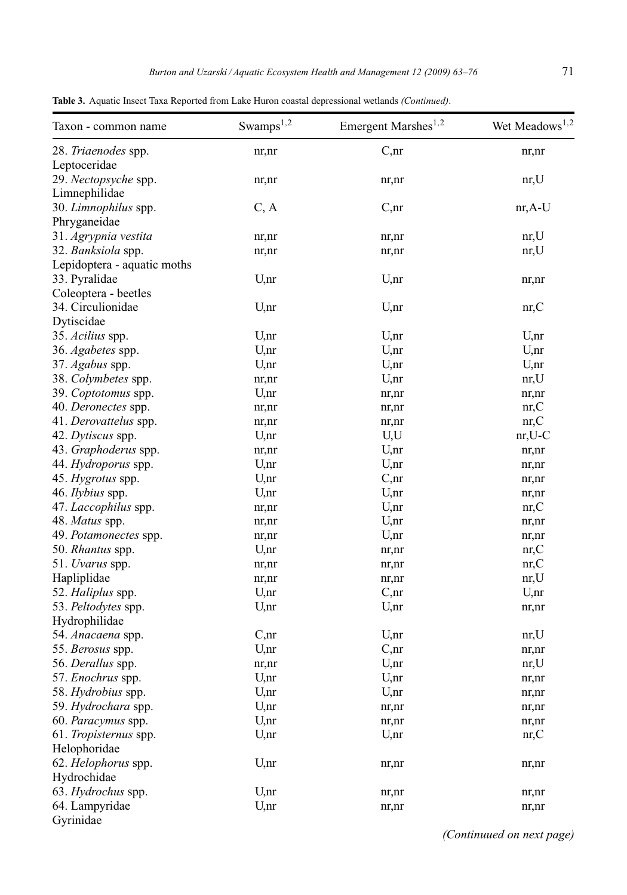**Table 3.** Aquatic Insect Taxa Reported from Lake Huron coastal depressional wetlands *(Continued)*.

| Taxon - common name | Swamps[1,2] | Emergent Marshes[1,2] | Wet Meadows[1,2] |
|---|---|---|---|
| 28. *Triaenodes* spp. | nr,nr | C,nr | nr,nr |
| Leptoceridae | | | |
| 29. *Nectopsyche* spp. | nr,nr | nr,nr | nr,U |
| Limnephilidae | | | |
| 30. *Limnophilus* spp. | C, A | C,nr | nr,A-U |
| Phryganeidae | | | |
| 31. *Agrypnia vestita* | nr,nr | nr,nr | nr,U |
| 32. *Banksiola* spp. | nr,nr | nr,nr | nr,U |
| Lepidoptera - aquatic moths | | | |
| 33. Pyralidae | U,nr | U,nr | nr,nr |
| Coleoptera - beetles | | | |
| 34. Circulionidae | U,nr | U,nr | nr,C |
| Dytiscidae | | | |
| 35. *Acilius* spp. | U,nr | U,nr | U,nr |
| 36. *Agabetes* spp. | U,nr | U,nr | U,nr |
| 37. *Agabus* spp. | U,nr | U,nr | U,nr |
| 38. *Colymbetes* spp. | nr,nr | U,nr | nr,U |
| 39. *Coptotomus* spp. | U,nr | nr,nr | nr,nr |
| 40. *Deronectes* spp. | nr,nr | nr,nr | nr,C |
| 41. *Derovattelus* spp. | nr,nr | nr,nr | nr,C |
| 42. *Dytiscus* spp. | U,nr | U,U | nr,U-C |
| 43. *Graphoderus* spp. | nr,nr | U,nr | nr,nr |
| 44. *Hydroporus* spp. | U,nr | U,nr | nr,nr |
| 45. *Hygrotus* spp. | U,nr | C,nr | nr,nr |
| 46. *Ilybius* spp. | U,nr | U,nr | nr,nr |
| 47. *Laccophilus* spp. | nr,nr | U,nr | nr,C |
| 48. *Matus* spp. | nr,nr | U,nr | nr,nr |
| 49. *Potamonectes* spp. | nr,nr | U,nr | nr,nr |
| 50. *Rhantus* spp. | U,nr | nr,nr | nr,C |
| 51. *Uvarus* spp. | nr,nr | nr,nr | nr,C |
| Hapliplidae | nr,nr | nr,nr | nr,U |
| 52. *Haliplus* spp. | U,nr | C,nr | U,nr |
| 53. *Peltodytes* spp. | U,nr | U,nr | nr,nr |
| Hydrophilidae | | | |
| 54. *Anacaena* spp. | C,nr | U,nr | nr,U |
| 55. *Berosus* spp. | U,nr | C,nr | nr,nr |
| 56. *Derallus* spp. | nr,nr | U,nr | nr,U |
| 57. *Enochrus* spp. | U,nr | U,nr | nr,nr |
| 58. *Hydrobius* spp. | U,nr | U,nr | nr,nr |
| 59. *Hydrochara* spp. | U,nr | nr,nr | nr,nr |
| 60. *Paracymus* spp. | U,nr | nr,nr | nr,nr |
| 61. *Tropisternus* spp. | U,nr | U,nr | nr,C |
| Helophoridae | | | |
| 62. *Helophorus* spp. | U,nr | nr,nr | nr,nr |
| Hydrochidae | | | |
| 63. *Hydrochus* spp. | U,nr | nr,nr | nr,nr |
| 64. Lampyridae | U,nr | nr,nr | nr,nr |
| Gyrinidae | | | |

*(Continuued on next page)*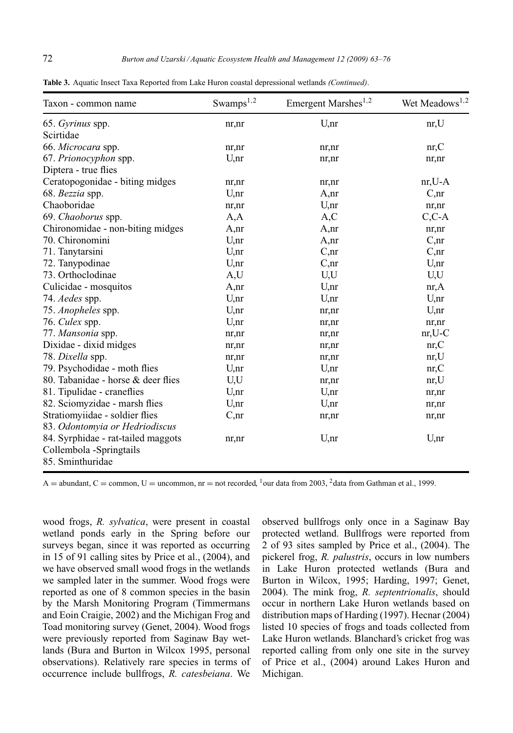**Table 3.** Aquatic Insect Taxa Reported from Lake Huron coastal depressional wetlands *(Continued)*.

| Taxon - common name | Swamps[1,2] | Emergent Marshes[1,2] | Wet Meadows[1,2] |
|---|---|---|---|
| 65. *Gyrinus* spp. | nr,nr | U,nr | nr,U |
| Scirtidae | | | |
| 66. *Microcara* spp. | nr,nr | nr,nr | nr,C |
| 67. *Prionocyphon* spp. | U,nr | nr,nr | nr,nr |
| Diptera - true flies | | | |
| Ceratopogonidae - biting midges | nr,nr | nr,nr | nr,U-A |
| 68. *Bezzia* spp. | U,nr | A,nr | C,nr |
| Chaoboridae | nr,nr | U,nr | nr,nr |
| 69. *Chaoborus* spp. | A,A | A,C | C,C-A |
| Chironomidae - non-biting midges | A,nr | A,nr | nr,nr |
| 70. Chironomini | U,nr | A,nr | C,nr |
| 71. Tanytarsini | U,nr | C,nr | C,nr |
| 72. Tanypodinae | U,nr | C,nr | U,nr |
| 73. Orthoclodinae | A,U | U,U | U,U |
| Culicidae - mosquitos | A,nr | U,nr | nr,A |
| 74. *Aedes* spp. | U,nr | U,nr | U,nr |
| 75. *Anopheles* spp. | U,nr | nr,nr | U,nr |
| 76. *Culex* spp. | U,nr | nr,nr | nr,nr |
| 77. *Mansonia* spp. | nr,nr | nr,nr | nr,U-C |
| Dixidae - dixid midges | nr,nr | nr,nr | nr,C |
| 78. *Dixella* spp. | nr,nr | nr,nr | nr,U |
| 79. Psychodidae - moth flies | U,nr | U,nr | nr,C |
| 80. Tabanidae - horse & deer flies | U,U | nr,nr | nr,U |
| 81. Tipulidae - craneflies | U,nr | U,nr | nr,nr |
| 82. Sciomyzidae - marsh flies | U,nr | U,nr | nr,nr |
| Stratiomyiidae - soldier flies | C,nr | nr,nr | nr,nr |
| 83. *Odontomyia or Hedriodiscus* | | | |
| 84. Syrphidae - rat-tailed maggots | nr,nr | U,nr | U,nr |
| Collembola -Springtails | | | |
| 85. Sminthuridae | | | |

A = abundant, C = common, U = uncommon, nr = not recorded, [1]our data from 2003, [2]data from Gathman et al., 1999.

wood frogs, *R. sylvatica*, were present in coastal wetland ponds early in the Spring before our surveys began, since it was reported as occurring in 15 of 91 calling sites by Price et al., (2004), and we have observed small wood frogs in the wetlands we sampled later in the summer. Wood frogs were reported as one of 8 common species in the basin by the Marsh Monitoring Program (Timmermans and Eoin Craigie, 2002) and the Michigan Frog and Toad monitoring survey (Genet, 2004). Wood frogs were previously reported from Saginaw Bay wetlands (Bura and Burton in Wilcox 1995, personal observations). Relatively rare species in terms of occurrence include bullfrogs, *R. catesbeiana*. We observed bullfrogs only once in a Saginaw Bay protected wetland. Bullfrogs were reported from 2 of 93 sites sampled by Price et al., (2004). The pickerel frog, *R. palustris*, occurs in low numbers in Lake Huron protected wetlands (Bura and Burton in Wilcox, 1995; Harding, 1997; Genet, 2004). The mink frog, *R. septentrionalis*, should occur in northern Lake Huron wetlands based on distribution maps of Harding (1997). Hecnar (2004) listed 10 species of frogs and toads collected from Lake Huron wetlands. Blanchard's cricket frog was reported calling from only one site in the survey of Price et al., (2004) around Lakes Huron and Michigan.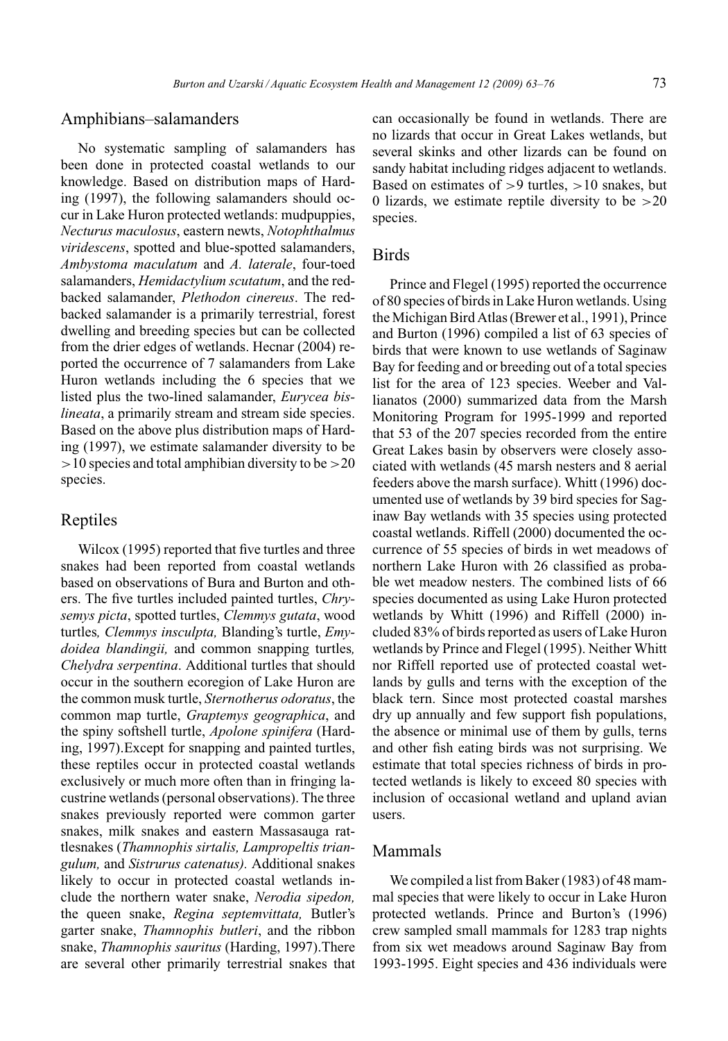## Amphibians–salamanders

No systematic sampling of salamanders has been done in protected coastal wetlands to our knowledge. Based on distribution maps of Harding (1997), the following salamanders should occur in Lake Huron protected wetlands: mudpuppies, *Necturus maculosus*, eastern newts, *Notophthalmus viridescens*, spotted and blue-spotted salamanders, *Ambystoma maculatum* and *A. laterale*, four-toed salamanders, *Hemidactylium scutatum*, and the red-backed salamander, *Plethodon cinereus*. The red-backed salamander is a primarily terrestrial, forest dwelling and breeding species but can be collected from the drier edges of wetlands. Hecnar (2004) reported the occurrence of 7 salamanders from Lake Huron wetlands including the 6 species that we listed plus the two-lined salamander, *Eurycea bislineata*, a primarily stream and stream side species. Based on the above plus distribution maps of Harding (1997), we estimate salamander diversity to be >10 species and total amphibian diversity to be >20 species.

## Reptiles

Wilcox (1995) reported that five turtles and three snakes had been reported from coastal wetlands based on observations of Bura and Burton and others. The five turtles included painted turtles, *Chrysemys picta*, spotted turtles, *Clemmys gutata*, wood turtles*, Clemmys insculpta,* Blanding's turtle, *Emydoidea blandingii,* and common snapping turtles*, Chelydra serpentina*. Additional turtles that should occur in the southern ecoregion of Lake Huron are the common musk turtle, *Sternotherus odoratus*, the common map turtle, *Graptemys geographica*, and the spiny softshell turtle, *Apolone spinifera* (Harding, 1997).Except for snapping and painted turtles, these reptiles occur in protected coastal wetlands exclusively or much more often than in fringing lacustrine wetlands (personal observations). The three snakes previously reported were common garter snakes, milk snakes and eastern Massasauga rattlesnakes (*Thamnophis sirtalis, Lampropeltis triangulum,* and *Sistrurus catenatus).* Additional snakes likely to occur in protected coastal wetlands include the northern water snake, *Nerodia sipedon,* the queen snake, *Regina septemvittata,* Butler's garter snake, *Thamnophis butleri*, and the ribbon snake, *Thamnophis sauritus* (Harding, 1997).There are several other primarily terrestrial snakes that can occasionally be found in wetlands. There are no lizards that occur in Great Lakes wetlands, but several skinks and other lizards can be found on sandy habitat including ridges adjacent to wetlands. Based on estimates of >9 turtles, >10 snakes, but 0 lizards, we estimate reptile diversity to be >20 species.

## Birds

Prince and Flegel (1995) reported the occurrence of 80 species of birds in Lake Huron wetlands. Using the Michigan Bird Atlas (Brewer et al., 1991), Prince and Burton (1996) compiled a list of 63 species of birds that were known to use wetlands of Saginaw Bay for feeding and or breeding out of a total species list for the area of 123 species. Weeber and Vallianatos (2000) summarized data from the Marsh Monitoring Program for 1995-1999 and reported that 53 of the 207 species recorded from the entire Great Lakes basin by observers were closely associated with wetlands (45 marsh nesters and 8 aerial feeders above the marsh surface). Whitt (1996) documented use of wetlands by 39 bird species for Saginaw Bay wetlands with 35 species using protected coastal wetlands. Riffell (2000) documented the occurrence of 55 species of birds in wet meadows of northern Lake Huron with 26 classified as probable wet meadow nesters. The combined lists of 66 species documented as using Lake Huron protected wetlands by Whitt (1996) and Riffell (2000) included 83% of birds reported as users of Lake Huron wetlands by Prince and Flegel (1995). Neither Whitt nor Riffell reported use of protected coastal wetlands by gulls and terns with the exception of the black tern. Since most protected coastal marshes dry up annually and few support fish populations, the absence or minimal use of them by gulls, terns and other fish eating birds was not surprising. We estimate that total species richness of birds in protected wetlands is likely to exceed 80 species with inclusion of occasional wetland and upland avian users.

## Mammals

We compiled a list from Baker (1983) of 48 mammal species that were likely to occur in Lake Huron protected wetlands. Prince and Burton's (1996) crew sampled small mammals for 1283 trap nights from six wet meadows around Saginaw Bay from 1993-1995. Eight species and 436 individuals were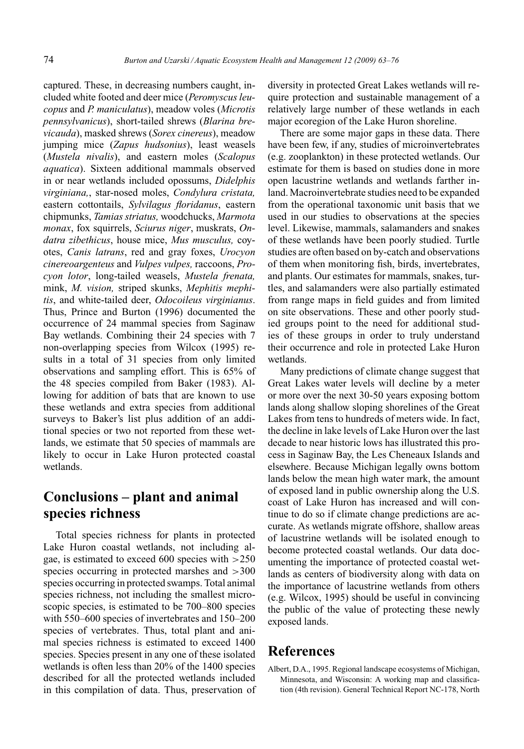captured. These, in decreasing numbers caught, included white footed and deer mice (*Peromyscus leucopus* and *P. maniculatus*), meadow voles (*Microtis pennsylvanicus*), short-tailed shrews (*Blarina brevicauda*), masked shrews (*Sorex cinereus*), meadow jumping mice (*Zapus hudsonius*), least weasels (*Mustela nivalis*), and eastern moles (*Scalopus aquatica*). Sixteen additional mammals observed in or near wetlands included opossums, *Didelphis virginiana,*, star-nosed moles, *Condylura cristata,* eastern cottontails, *Sylvilagus floridanus*, eastern chipmunks, *Tamias striatus,* woodchucks, *Marmota monax*, fox squirrels, *Sciurus niger*, muskrats, *Ondatra zibethicus*, house mice, *Mus musculus,* coyotes, *Canis latrans*, red and gray foxes, *Urocyon cinereoargenteus* and *Vulpes vulpes,* raccoons, *Procyon lotor*, long-tailed weasels, *Mustela frenata,* mink, *M. vision,* striped skunks, *Mephitis mephitis*, and white-tailed deer, *Odocoileus virginianus*. Thus, Prince and Burton (1996) documented the occurrence of 24 mammal species from Saginaw Bay wetlands. Combining their 24 species with 7 non-overlapping species from Wilcox (1995) results in a total of 31 species from only limited observations and sampling effort. This is 65% of the 48 species compiled from Baker (1983). Allowing for addition of bats that are known to use these wetlands and extra species from additional surveys to Baker's list plus addition of an additional species or two not reported from these wetlands, we estimate that 50 species of mammals are likely to occur in Lake Huron protected coastal wetlands.

## Conclusions – plant and animal species richness

Total species richness for plants in protected Lake Huron coastal wetlands, not including algae, is estimated to exceed 600 species with >250 species occurring in protected marshes and >300 species occurring in protected swamps. Total animal species richness, not including the smallest microscopic species, is estimated to be 700–800 species with 550–600 species of invertebrates and 150–200 species of vertebrates. Thus, total plant and animal species richness is estimated to exceed 1400 species. Species present in any one of these isolated wetlands is often less than 20% of the 1400 species described for all the protected wetlands included in this compilation of data. Thus, preservation of diversity in protected Great Lakes wetlands will require protection and sustainable management of a relatively large number of these wetlands in each major ecoregion of the Lake Huron shoreline.

There are some major gaps in these data. There have been few, if any, studies of microinvertebrates (e.g. zooplankton) in these protected wetlands. Our estimate for them is based on studies done in more open lacustrine wetlands and wetlands farther inland. Macroinvertebrate studies need to be expanded from the operational taxonomic unit basis that we used in our studies to observations at the species level. Likewise, mammals, salamanders and snakes of these wetlands have been poorly studied. Turtle studies are often based on by-catch and observations of them when monitoring fish, birds, invertebrates, and plants. Our estimates for mammals, snakes, turtles, and salamanders were also partially estimated from range maps in field guides and from limited on site observations. These and other poorly studied groups point to the need for additional studies of these groups in order to truly understand their occurrence and role in protected Lake Huron wetlands.

Many predictions of climate change suggest that Great Lakes water levels will decline by a meter or more over the next 30-50 years exposing bottom lands along shallow sloping shorelines of the Great Lakes from tens to hundreds of meters wide. In fact, the decline in lake levels of Lake Huron over the last decade to near historic lows has illustrated this process in Saginaw Bay, the Les Cheneaux Islands and elsewhere. Because Michigan legally owns bottom lands below the mean high water mark, the amount of exposed land in public ownership along the U.S. coast of Lake Huron has increased and will continue to do so if climate change predictions are accurate. As wetlands migrate offshore, shallow areas of lacustrine wetlands will be isolated enough to become protected coastal wetlands. Our data documenting the importance of protected coastal wetlands as centers of biodiversity along with data on the importance of lacustrine wetlands from others (e.g. Wilcox, 1995) should be useful in convincing the public of the value of protecting these newly exposed lands.

## References

Albert, D.A., 1995. Regional landscape ecosystems of Michigan, Minnesota, and Wisconsin: A working map and classification (4th revision). General Technical Report NC-178, North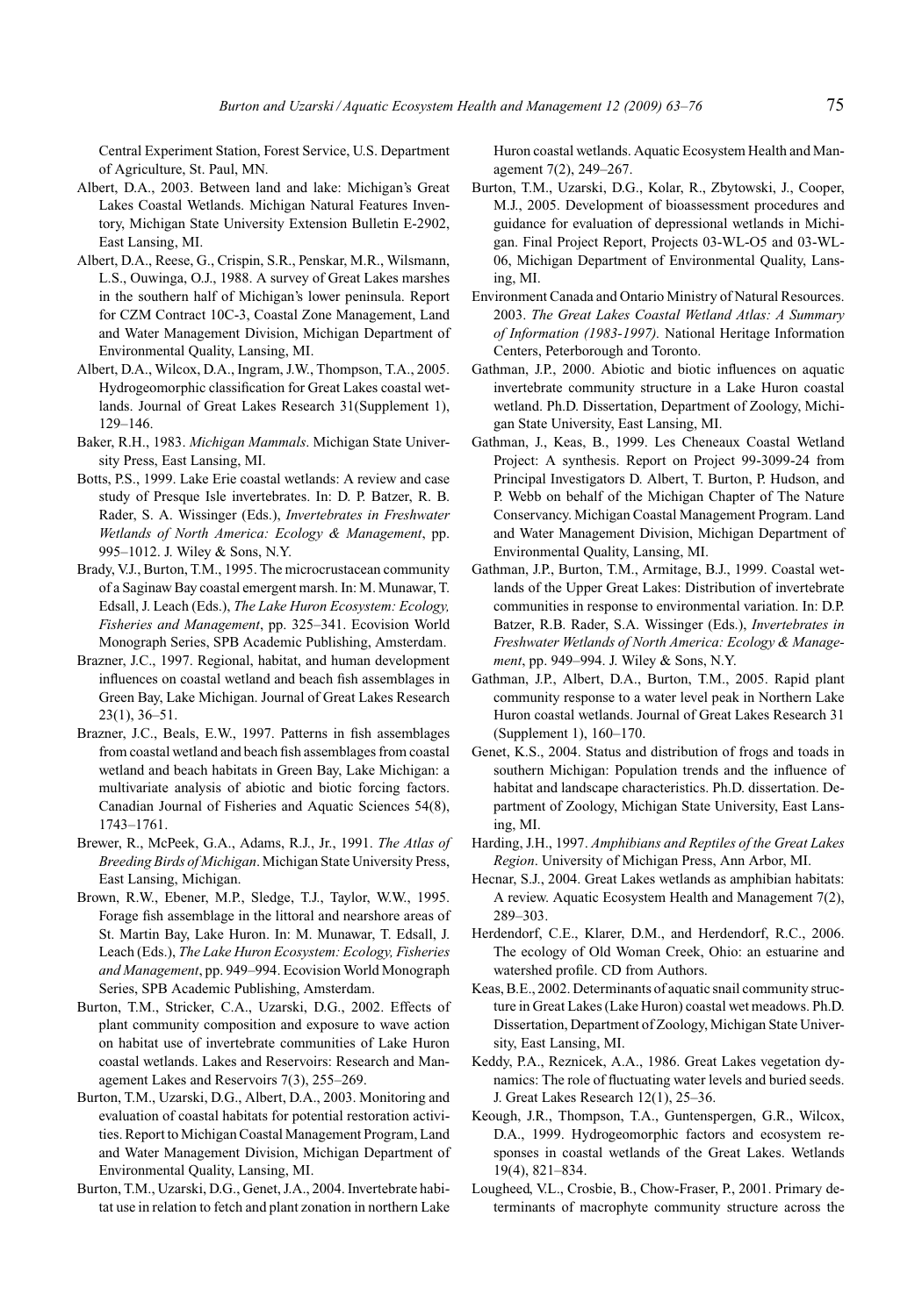Central Experiment Station, Forest Service, U.S. Department of Agriculture, St. Paul, MN.

Albert, D.A., 2003. Between land and lake: Michigan's Great Lakes Coastal Wetlands. Michigan Natural Features Inventory, Michigan State University Extension Bulletin E-2902, East Lansing, MI.

Albert, D.A., Reese, G., Crispin, S.R., Penskar, M.R., Wilsmann, L.S., Ouwinga, O.J., 1988. A survey of Great Lakes marshes in the southern half of Michigan's lower peninsula. Report for CZM Contract 10C-3, Coastal Zone Management, Land and Water Management Division, Michigan Department of Environmental Quality, Lansing, MI.

Albert, D.A., Wilcox, D.A., Ingram, J.W., Thompson, T.A., 2005. Hydrogeomorphic classification for Great Lakes coastal wetlands. Journal of Great Lakes Research 31(Supplement 1), 129–146.

Baker, R.H., 1983. *Michigan Mammals*. Michigan State University Press, East Lansing, MI.

Botts, P.S., 1999. Lake Erie coastal wetlands: A review and case study of Presque Isle invertebrates. In: D. P. Batzer, R. B. Rader, S. A. Wissinger (Eds.), *Invertebrates in Freshwater Wetlands of North America: Ecology & Management*, pp. 995–1012. J. Wiley & Sons, N.Y.

Brady, V.J., Burton, T.M., 1995. The microcrustacean community of a Saginaw Bay coastal emergent marsh. In: M. Munawar, T. Edsall, J. Leach (Eds.), *The Lake Huron Ecosystem: Ecology, Fisheries and Management*, pp. 325–341. Ecovision World Monograph Series, SPB Academic Publishing, Amsterdam.

Brazner, J.C., 1997. Regional, habitat, and human development influences on coastal wetland and beach fish assemblages in Green Bay, Lake Michigan. Journal of Great Lakes Research 23(1), 36–51.

Brazner, J.C., Beals, E.W., 1997. Patterns in fish assemblages from coastal wetland and beach fish assemblages from coastal wetland and beach habitats in Green Bay, Lake Michigan: a multivariate analysis of abiotic and biotic forcing factors. Canadian Journal of Fisheries and Aquatic Sciences 54(8), 1743–1761.

Brewer, R., McPeek, G.A., Adams, R.J., Jr., 1991. *The Atlas of Breeding Birds of Michigan*. Michigan State University Press, East Lansing, Michigan.

Brown, R.W., Ebener, M.P., Sledge, T.J., Taylor, W.W., 1995. Forage fish assemblage in the littoral and nearshore areas of St. Martin Bay, Lake Huron. In: M. Munawar, T. Edsall, J. Leach (Eds.), *The Lake Huron Ecosystem: Ecology, Fisheries and Management*, pp. 949–994. Ecovision World Monograph Series, SPB Academic Publishing, Amsterdam.

Burton, T.M., Stricker, C.A., Uzarski, D.G., 2002. Effects of plant community composition and exposure to wave action on habitat use of invertebrate communities of Lake Huron coastal wetlands. Lakes and Reservoirs: Research and Management Lakes and Reservoirs 7(3), 255–269.

Burton, T.M., Uzarski, D.G., Albert, D.A., 2003. Monitoring and evaluation of coastal habitats for potential restoration activities. Report to Michigan Coastal Management Program, Land and Water Management Division, Michigan Department of Environmental Quality, Lansing, MI.

Burton, T.M., Uzarski, D.G., Genet, J.A., 2004. Invertebrate habitat use in relation to fetch and plant zonation in northern Lake Huron coastal wetlands. Aquatic Ecosystem Health and Management 7(2), 249–267.

Burton, T.M., Uzarski, D.G., Kolar, R., Zbytowski, J., Cooper, M.J., 2005. Development of bioassessment procedures and guidance for evaluation of depressional wetlands in Michigan. Final Project Report, Projects 03-WL-O5 and 03-WL-06, Michigan Department of Environmental Quality, Lansing, MI.

Environment Canada and Ontario Ministry of Natural Resources. 2003. *The Great Lakes Coastal Wetland Atlas: A Summary of Information (1983-1997).* National Heritage Information Centers, Peterborough and Toronto.

Gathman, J.P., 2000. Abiotic and biotic influences on aquatic invertebrate community structure in a Lake Huron coastal wetland. Ph.D. Dissertation, Department of Zoology, Michigan State University, East Lansing, MI.

Gathman, J., Keas, B., 1999. Les Cheneaux Coastal Wetland Project: A synthesis. Report on Project 99-3099-24 from Principal Investigators D. Albert, T. Burton, P. Hudson, and P. Webb on behalf of the Michigan Chapter of The Nature Conservancy. Michigan Coastal Management Program. Land and Water Management Division, Michigan Department of Environmental Quality, Lansing, MI.

Gathman, J.P., Burton, T.M., Armitage, B.J., 1999. Coastal wetlands of the Upper Great Lakes: Distribution of invertebrate communities in response to environmental variation. In: D.P. Batzer, R.B. Rader, S.A. Wissinger (Eds.), *Invertebrates in Freshwater Wetlands of North America: Ecology & Management*, pp. 949–994. J. Wiley & Sons, N.Y.

Gathman, J.P., Albert, D.A., Burton, T.M., 2005. Rapid plant community response to a water level peak in Northern Lake Huron coastal wetlands. Journal of Great Lakes Research 31 (Supplement 1), 160–170.

Genet, K.S., 2004. Status and distribution of frogs and toads in southern Michigan: Population trends and the influence of habitat and landscape characteristics. Ph.D. dissertation. Department of Zoology, Michigan State University, East Lansing, MI.

Harding, J.H., 1997. *Amphibians and Reptiles of the Great Lakes Region*. University of Michigan Press, Ann Arbor, MI.

Hecnar, S.J., 2004. Great Lakes wetlands as amphibian habitats: A review. Aquatic Ecosystem Health and Management 7(2), 289–303.

Herdendorf, C.E., Klarer, D.M., and Herdendorf, R.C., 2006. The ecology of Old Woman Creek, Ohio: an estuarine and watershed profile. CD from Authors.

Keas, B.E., 2002. Determinants of aquatic snail community structure in Great Lakes (Lake Huron) coastal wet meadows. Ph.D. Dissertation, Department of Zoology, Michigan State University, East Lansing, MI.

Keddy, P.A., Reznicek, A.A., 1986. Great Lakes vegetation dynamics: The role of fluctuating water levels and buried seeds. J. Great Lakes Research 12(1), 25–36.

Keough, J.R., Thompson, T.A., Guntenspergen, G.R., Wilcox, D.A., 1999. Hydrogeomorphic factors and ecosystem responses in coastal wetlands of the Great Lakes. Wetlands 19(4), 821–834.

Lougheed, V.L., Crosbie, B., Chow-Fraser, P., 2001. Primary determinants of macrophyte community structure across the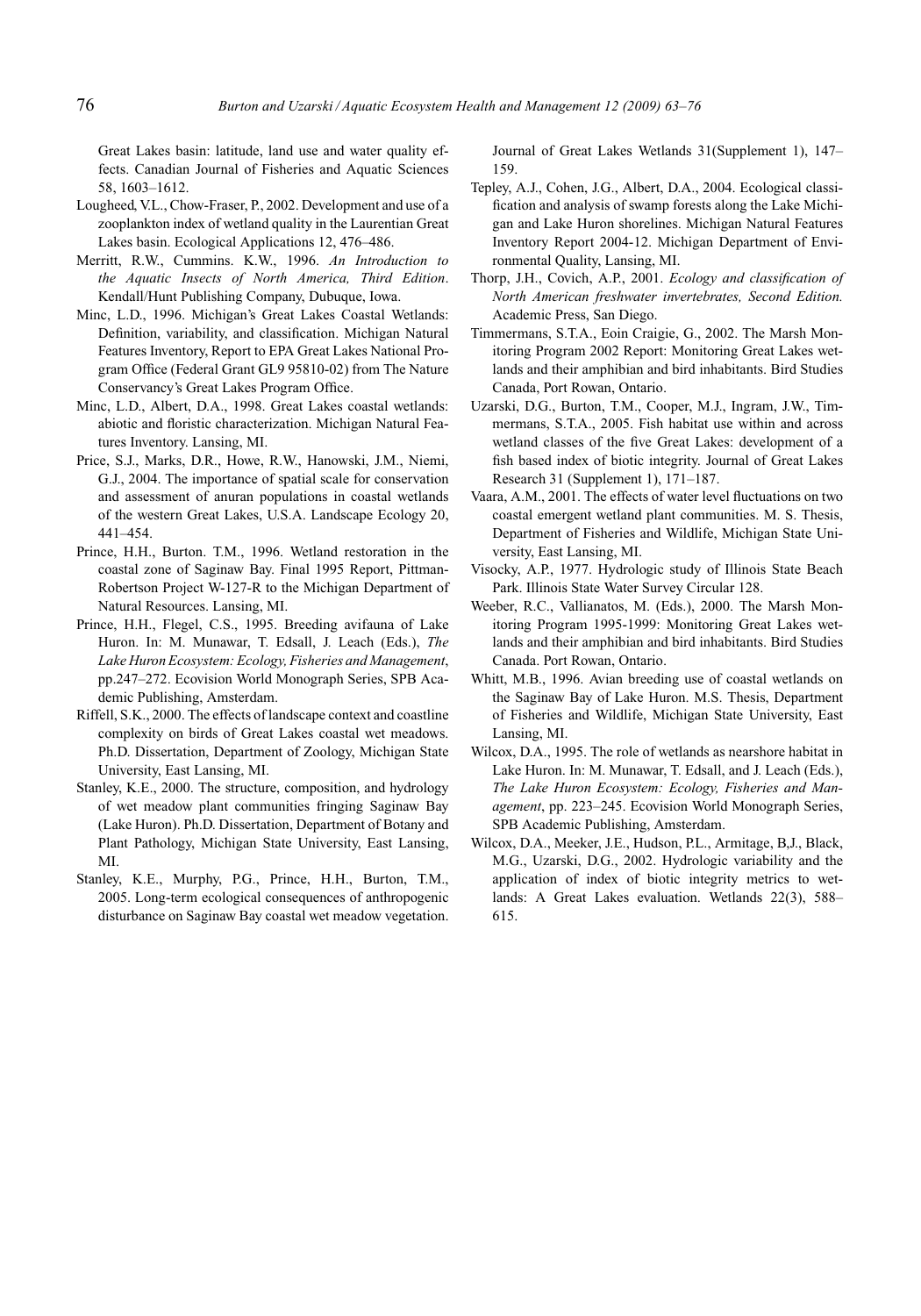Great Lakes basin: latitude, land use and water quality effects. Canadian Journal of Fisheries and Aquatic Sciences 58, 1603–1612.

Lougheed, V.L., Chow-Fraser, P., 2002. Development and use of a zooplankton index of wetland quality in the Laurentian Great Lakes basin. Ecological Applications 12, 476–486.

Merritt, R.W., Cummins. K.W., 1996. *An Introduction to the Aquatic Insects of North America, Third Edition*. Kendall/Hunt Publishing Company, Dubuque, Iowa.

Minc, L.D., 1996. Michigan's Great Lakes Coastal Wetlands: Definition, variability, and classification. Michigan Natural Features Inventory, Report to EPA Great Lakes National Program Office (Federal Grant GL9 95810-02) from The Nature Conservancy's Great Lakes Program Office.

Minc, L.D., Albert, D.A., 1998. Great Lakes coastal wetlands: abiotic and floristic characterization. Michigan Natural Features Inventory. Lansing, MI.

Price, S.J., Marks, D.R., Howe, R.W., Hanowski, J.M., Niemi, G.J., 2004. The importance of spatial scale for conservation and assessment of anuran populations in coastal wetlands of the western Great Lakes, U.S.A. Landscape Ecology 20, 441–454.

Prince, H.H., Burton. T.M., 1996. Wetland restoration in the coastal zone of Saginaw Bay. Final 1995 Report, Pittman-Robertson Project W-127-R to the Michigan Department of Natural Resources. Lansing, MI.

Prince, H.H., Flegel, C.S., 1995. Breeding avifauna of Lake Huron. In: M. Munawar, T. Edsall, J. Leach (Eds.), *The Lake Huron Ecosystem: Ecology, Fisheries and Management*, pp.247–272. Ecovision World Monograph Series, SPB Academic Publishing, Amsterdam.

Riffell, S.K., 2000. The effects of landscape context and coastline complexity on birds of Great Lakes coastal wet meadows. Ph.D. Dissertation, Department of Zoology, Michigan State University, East Lansing, MI.

Stanley, K.E., 2000. The structure, composition, and hydrology of wet meadow plant communities fringing Saginaw Bay (Lake Huron). Ph.D. Dissertation, Department of Botany and Plant Pathology, Michigan State University, East Lansing, MI.

Stanley, K.E., Murphy, P.G., Prince, H.H., Burton, T.M., 2005. Long-term ecological consequences of anthropogenic disturbance on Saginaw Bay coastal wet meadow vegetation. Journal of Great Lakes Wetlands 31(Supplement 1), 147–159.

Tepley, A.J., Cohen, J.G., Albert, D.A., 2004. Ecological classification and analysis of swamp forests along the Lake Michigan and Lake Huron shorelines. Michigan Natural Features Inventory Report 2004-12. Michigan Department of Environmental Quality, Lansing, MI.

Thorp, J.H., Covich, A.P., 2001. *Ecology and classification of North American freshwater invertebrates, Second Edition.* Academic Press, San Diego.

Timmermans, S.T.A., Eoin Craigie, G., 2002. The Marsh Monitoring Program 2002 Report: Monitoring Great Lakes wetlands and their amphibian and bird inhabitants. Bird Studies Canada, Port Rowan, Ontario.

Uzarski, D.G., Burton, T.M., Cooper, M.J., Ingram, J.W., Timmermans, S.T.A., 2005. Fish habitat use within and across wetland classes of the five Great Lakes: development of a fish based index of biotic integrity. Journal of Great Lakes Research 31 (Supplement 1), 171–187.

Vaara, A.M., 2001. The effects of water level fluctuations on two coastal emergent wetland plant communities. M. S. Thesis, Department of Fisheries and Wildlife, Michigan State University, East Lansing, MI.

Visocky, A.P., 1977. Hydrologic study of Illinois State Beach Park. Illinois State Water Survey Circular 128.

Weeber, R.C., Vallianatos, M. (Eds.), 2000. The Marsh Monitoring Program 1995-1999: Monitoring Great Lakes wetlands and their amphibian and bird inhabitants. Bird Studies Canada. Port Rowan, Ontario.

Whitt, M.B., 1996. Avian breeding use of coastal wetlands on the Saginaw Bay of Lake Huron. M.S. Thesis, Department of Fisheries and Wildlife, Michigan State University, East Lansing, MI.

Wilcox, D.A., 1995. The role of wetlands as nearshore habitat in Lake Huron. In: M. Munawar, T. Edsall, and J. Leach (Eds.), *The Lake Huron Ecosystem: Ecology, Fisheries and Management*, pp. 223–245. Ecovision World Monograph Series, SPB Academic Publishing, Amsterdam.

Wilcox, D.A., Meeker, J.E., Hudson, P.L., Armitage, B,J., Black, M.G., Uzarski, D.G., 2002. Hydrologic variability and the application of index of biotic integrity metrics to wetlands: A Great Lakes evaluation. Wetlands 22(3), 588–615.